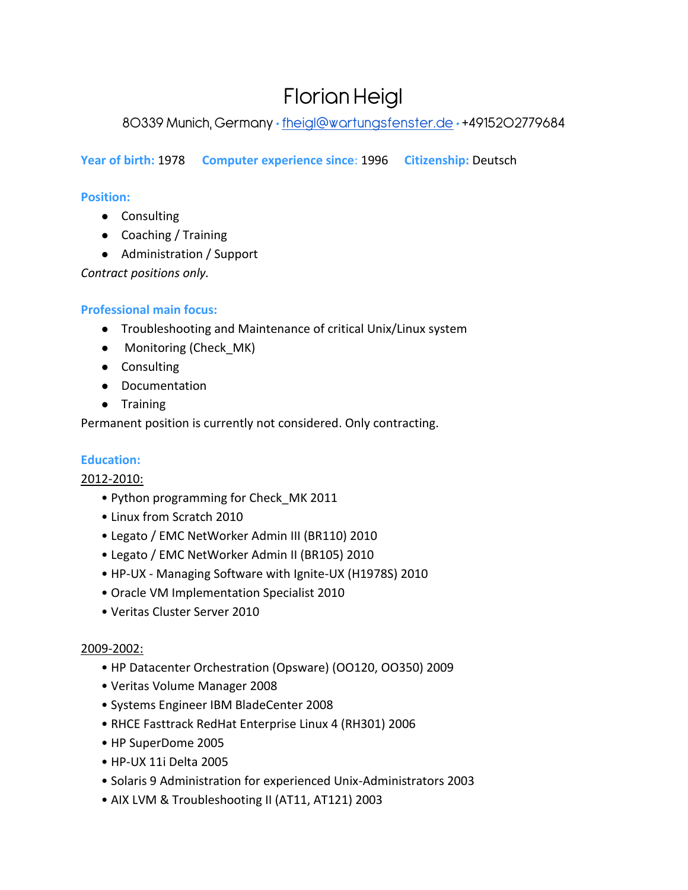# Florian Heigl

80339 Munich, Germany • [fheigl@wartungsfenster.de](mailto:fheigl@wartungsfenster.de) • +4915202779684

**Year of birth:** 1978 **Computer experience since**: 1996 **Citizenship:** Deutsch

**Position:**

- Consulting
- Coaching / Training
- Administration / Support

*Contract positions only.*

**Professional main focus:**

- Troubleshooting and Maintenance of critical Unix/Linux system
- Monitoring (Check_MK)
- Consulting
- Documentation
- Training

Permanent position is currently not considered. Only contracting.

**Education:**

2012-2010:

- Python programming for Check_MK 2011
- Linux from Scratch 2010
- Legato / EMC NetWorker Admin III (BR110) 2010
- Legato / EMC NetWorker Admin II (BR105) 2010
- HP-UX - Managing Software with Ignite-UX (H1978S) 2010
- Oracle VM Implementation Specialist 2010
- Veritas Cluster Server 2010

2009-2002:

- HP Datacenter Orchestration (Opsware) (OO120, OO350) 2009
- Veritas Volume Manager 2008
- Systems Engineer IBM BladeCenter 2008
- RHCE Fasttrack RedHat Enterprise Linux 4 (RH301) 2006
- HP SuperDome 2005
- HP-UX 11i Delta 2005
- Solaris 9 Administration for experienced Unix-Administrators 2003
- AIX LVM & Troubleshooting II (AT11, AT121) 2003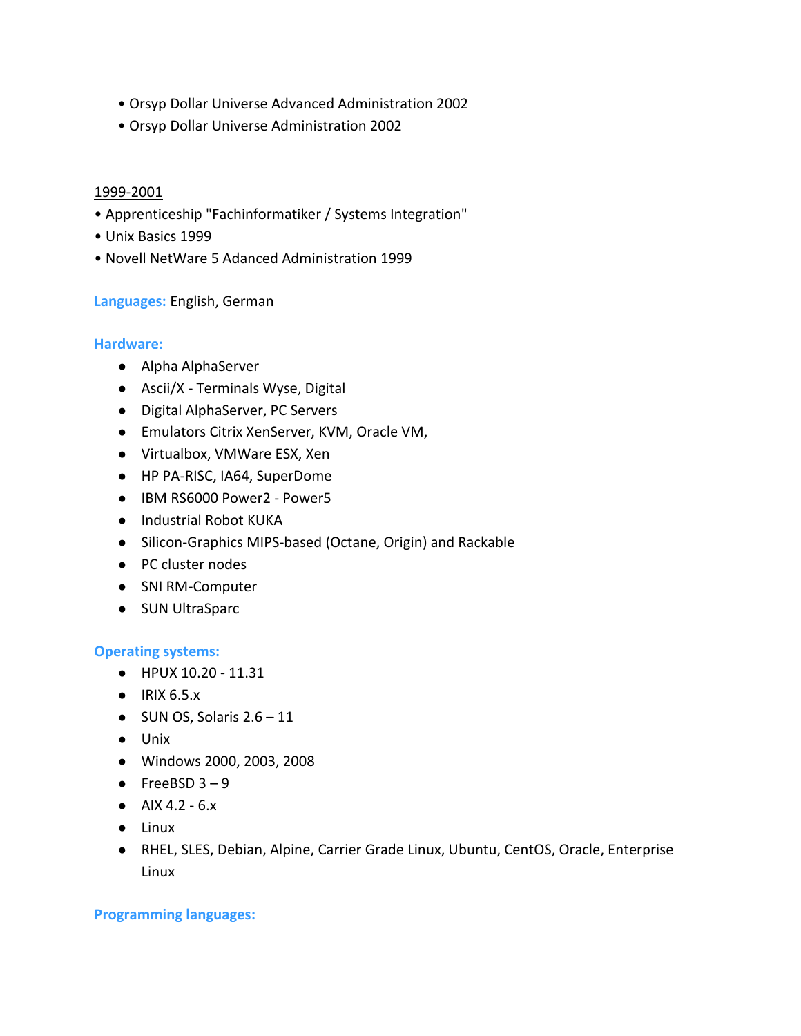- Orsyp Dollar Universe Advanced Administration 2002
- Orsyp Dollar Universe Administration 2002

1999-2001

- Apprenticeship "Fachinformatiker / Systems Integration"
- Unix Basics 1999
- Novell NetWare 5 Adanced Administration 1999

**Languages:** English, German

**Hardware:**

- Alpha AlphaServer
- Ascii/X - Terminals Wyse, Digital
- Digital AlphaServer, PC Servers
- Emulators Citrix XenServer, KVM, Oracle VM,
- Virtualbox, VMWare ESX, Xen
- HP PA-RISC, IA64, SuperDome
- IBM RS6000 Power2 - Power5
- Industrial Robot KUKA
- Silicon-Graphics MIPS-based (Octane, Origin) and Rackable
- PC cluster nodes
- SNI RM-Computer
- SUN UltraSparc

**Operating systems:**

- HPUX 10.20 - 11.31
- IRIX 6.5.x
- SUN OS, Solaris 2.6 – 11
- Unix
- Windows 2000, 2003, 2008
- FreeBSD 3 – 9
- AIX 4.2 - 6.x
- Linux
- RHEL, SLES, Debian, Alpine, Carrier Grade Linux, Ubuntu, CentOS, Oracle, Enterprise Linux

**Programming languages:**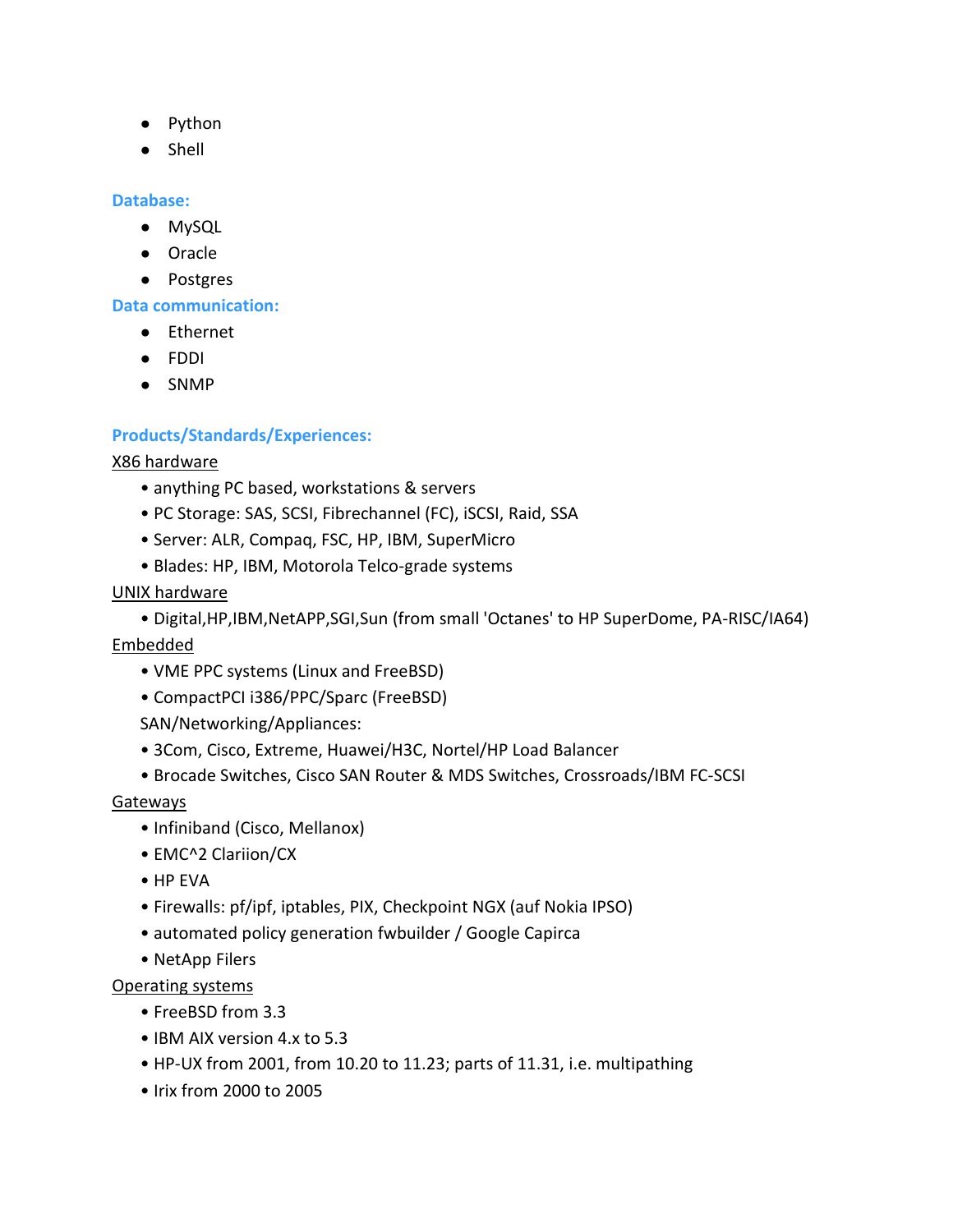- Python
- Shell

**Database:**

- MySQL
- Oracle
- Postgres

**Data communication:**

- Ethernet
- FDDI
- SNMP

**Products/Standards/Experiences:**

<u>X86 hardware</u>

- anything PC based, workstations & servers
- PC Storage: SAS, SCSI, Fibrechannel (FC), iSCSI, Raid, SSA
- Server: ALR, Compaq, FSC, HP, IBM, SuperMicro
- Blades: HP, IBM, Motorola Telco-grade systems

<u>UNIX hardware</u>

- Digital,HP,IBM,NetAPP,SGI,Sun (from small 'Octanes' to HP SuperDome, PA-RISC/IA64)

<u>Embedded</u>

- VME PPC systems (Linux and FreeBSD)
- CompactPCI i386/PPC/Sparc (FreeBSD)

SAN/Networking/Appliances:

- 3Com, Cisco, Extreme, Huawei/H3C, Nortel/HP Load Balancer
- Brocade Switches, Cisco SAN Router & MDS Switches, Crossroads/IBM FC-SCSI

<u>Gateways</u>

- Infiniband (Cisco, Mellanox)
- EMC^2 Clariion/CX
- HP EVA
- Firewalls: pf/ipf, iptables, PIX, Checkpoint NGX (auf Nokia IPSO)
- automated policy generation fwbuilder / Google Capirca
- NetApp Filers

<u>Operating systems</u>

- FreeBSD from 3.3
- IBM AIX version 4.x to 5.3
- HP-UX from 2001, from 10.20 to 11.23; parts of 11.31, i.e. multipathing
- Irix from 2000 to 2005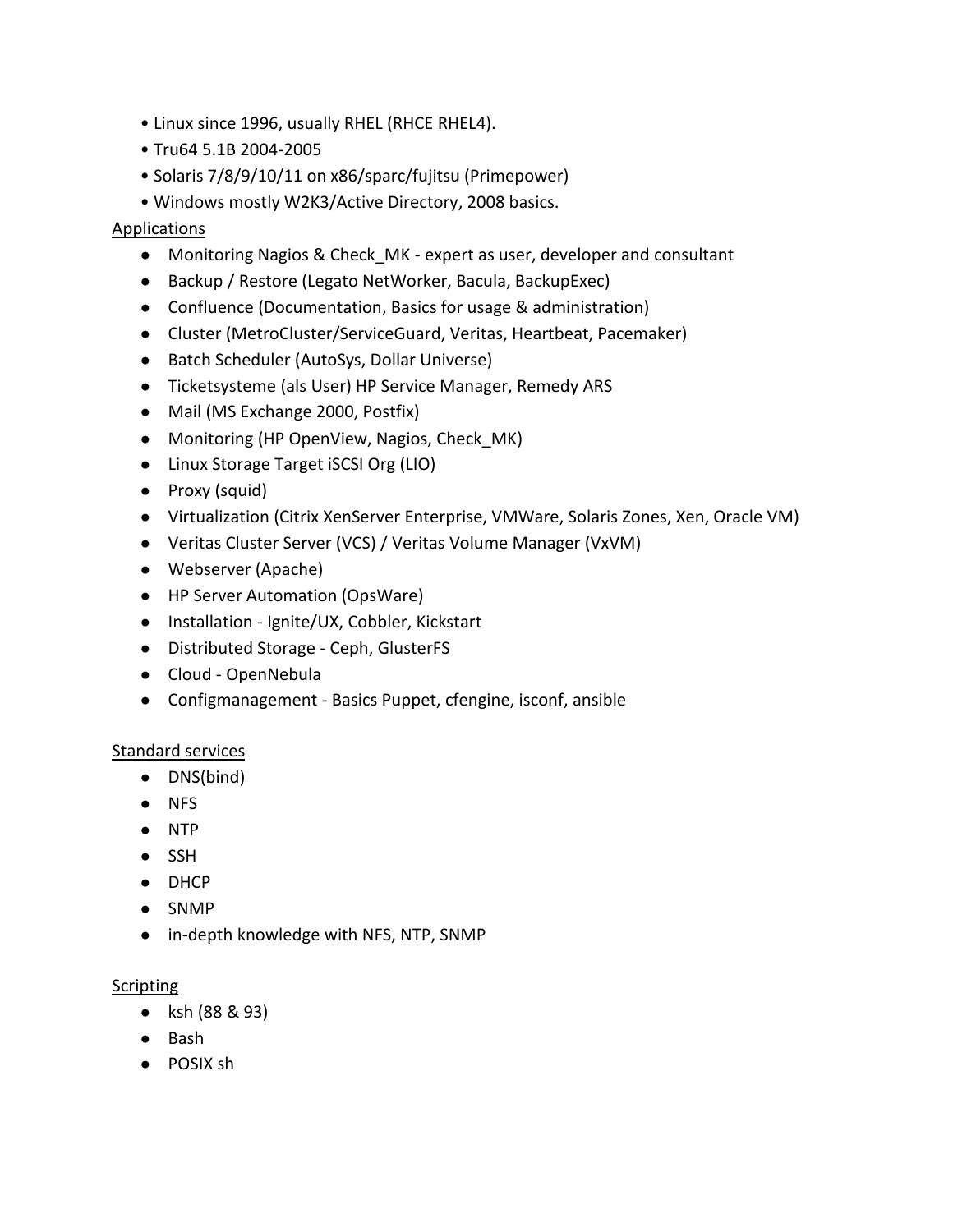- Linux since 1996, usually RHEL (RHCE RHEL4).
- Tru64 5.1B 2004-2005
- Solaris 7/8/9/10/11 on x86/sparc/fujitsu (Primepower)
- Windows mostly W2K3/Active Directory, 2008 basics.

<u>Applications</u>

- Monitoring Nagios & Check_MK - expert as user, developer and consultant
- Backup / Restore (Legato NetWorker, Bacula, BackupExec)
- Confluence (Documentation, Basics for usage & administration)
- Cluster (MetroCluster/ServiceGuard, Veritas, Heartbeat, Pacemaker)
- Batch Scheduler (AutoSys, Dollar Universe)
- Ticketsysteme (als User) HP Service Manager, Remedy ARS
- Mail (MS Exchange 2000, Postfix)
- Monitoring (HP OpenView, Nagios, Check_MK)
- Linux Storage Target iSCSI Org (LIO)
- Proxy (squid)
- Virtualization (Citrix XenServer Enterprise, VMWare, Solaris Zones, Xen, Oracle VM)
- Veritas Cluster Server (VCS) / Veritas Volume Manager (VxVM)
- Webserver (Apache)
- HP Server Automation (OpsWare)
- Installation - Ignite/UX, Cobbler, Kickstart
- Distributed Storage - Ceph, GlusterFS
- Cloud - OpenNebula
- Configmanagement - Basics Puppet, cfengine, isconf, ansible

<u>Standard services</u>

- DNS(bind)
- NFS
- NTP
- SSH
- DHCP
- SNMP
- in-depth knowledge with NFS, NTP, SNMP

<u>Scripting</u>

- ksh (88 & 93)
- Bash
- POSIX sh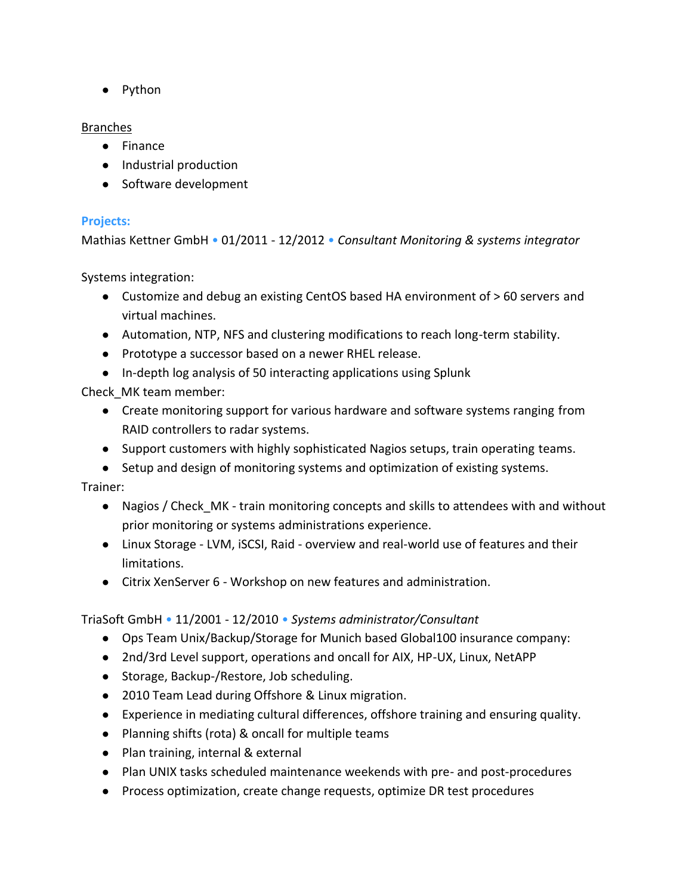- Python

Branches

- Finance
- Industrial production
- Software development

**Projects:**

Mathias Kettner GmbH • 01/2011 - 12/2012 • *Consultant Monitoring & systems integrator*

Systems integration:

- Customize and debug an existing CentOS based HA environment of > 60 servers and virtual machines.
- Automation, NTP, NFS and clustering modifications to reach long-term stability.
- Prototype a successor based on a newer RHEL release.
- In-depth log analysis of 50 interacting applications using Splunk

Check_MK team member:

- Create monitoring support for various hardware and software systems ranging from RAID controllers to radar systems.
- Support customers with highly sophisticated Nagios setups, train operating teams.
- Setup and design of monitoring systems and optimization of existing systems.

Trainer:

- Nagios / Check_MK - train monitoring concepts and skills to attendees with and without prior monitoring or systems administrations experience.
- Linux Storage - LVM, iSCSI, Raid - overview and real-world use of features and their limitations.
- Citrix XenServer 6 - Workshop on new features and administration.

TriaSoft GmbH • 11/2001 - 12/2010 • *Systems administrator/Consultant*

- Ops Team Unix/Backup/Storage for Munich based Global100 insurance company:
- 2nd/3rd Level support, operations and oncall for AIX, HP-UX, Linux, NetAPP
- Storage, Backup-/Restore, Job scheduling.
- 2010 Team Lead during Offshore & Linux migration.
- Experience in mediating cultural differences, offshore training and ensuring quality.
- Planning shifts (rota) & oncall for multiple teams
- Plan training, internal & external
- Plan UNIX tasks scheduled maintenance weekends with pre- and post-procedures
- Process optimization, create change requests, optimize DR test procedures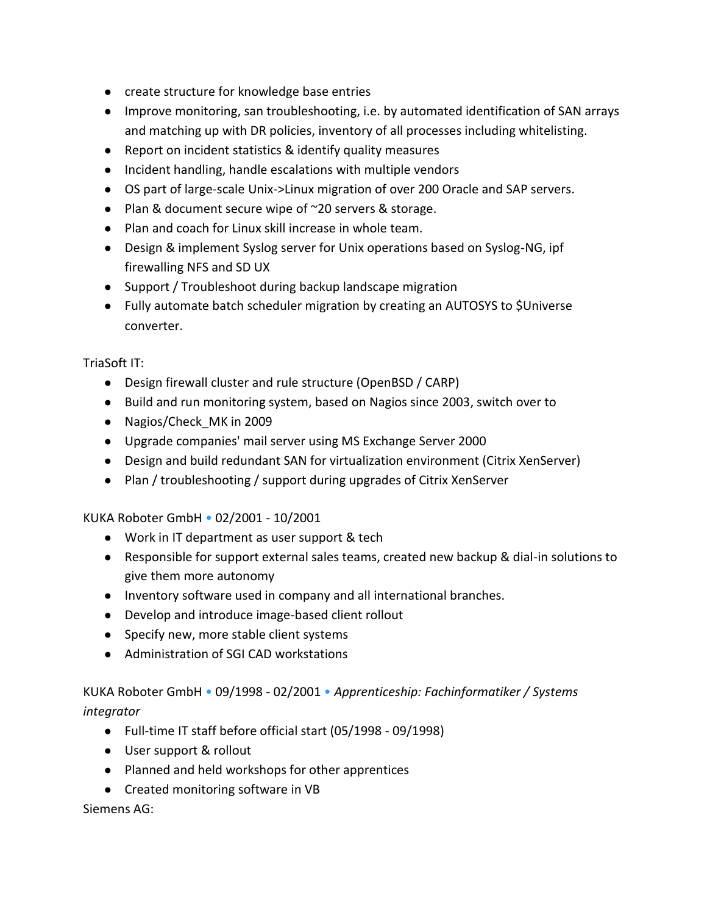- create structure for knowledge base entries
- Improve monitoring, san troubleshooting, i.e. by automated identification of SAN arrays and matching up with DR policies, inventory of all processes including whitelisting.
- Report on incident statistics & identify quality measures
- Incident handling, handle escalations with multiple vendors
- OS part of large-scale Unix->Linux migration of over 200 Oracle and SAP servers.
- Plan & document secure wipe of ~20 servers & storage.
- Plan and coach for Linux skill increase in whole team.
- Design & implement Syslog server for Unix operations based on Syslog-NG, ipf firewalling NFS and SD UX
- Support / Troubleshoot during backup landscape migration
- Fully automate batch scheduler migration by creating an AUTOSYS to $Universe converter.

TriaSoft IT:

- Design firewall cluster and rule structure (OpenBSD / CARP)
- Build and run monitoring system, based on Nagios since 2003, switch over to
- Nagios/Check_MK in 2009
- Upgrade companies' mail server using MS Exchange Server 2000
- Design and build redundant SAN for virtualization environment (Citrix XenServer)
- Plan / troubleshooting / support during upgrades of Citrix XenServer

KUKA Roboter GmbH • 02/2001 - 10/2001

- Work in IT department as user support & tech
- Responsible for support external sales teams, created new backup & dial-in solutions to give them more autonomy
- Inventory software used in company and all international branches.
- Develop and introduce image-based client rollout
- Specify new, more stable client systems
- Administration of SGI CAD workstations

KUKA Roboter GmbH • 09/1998 - 02/2001 • *Apprenticeship: Fachinformatiker / Systems integrator*

- Full-time IT staff before official start (05/1998 - 09/1998)
- User support & rollout
- Planned and held workshops for other apprentices
- Created monitoring software in VB

Siemens AG: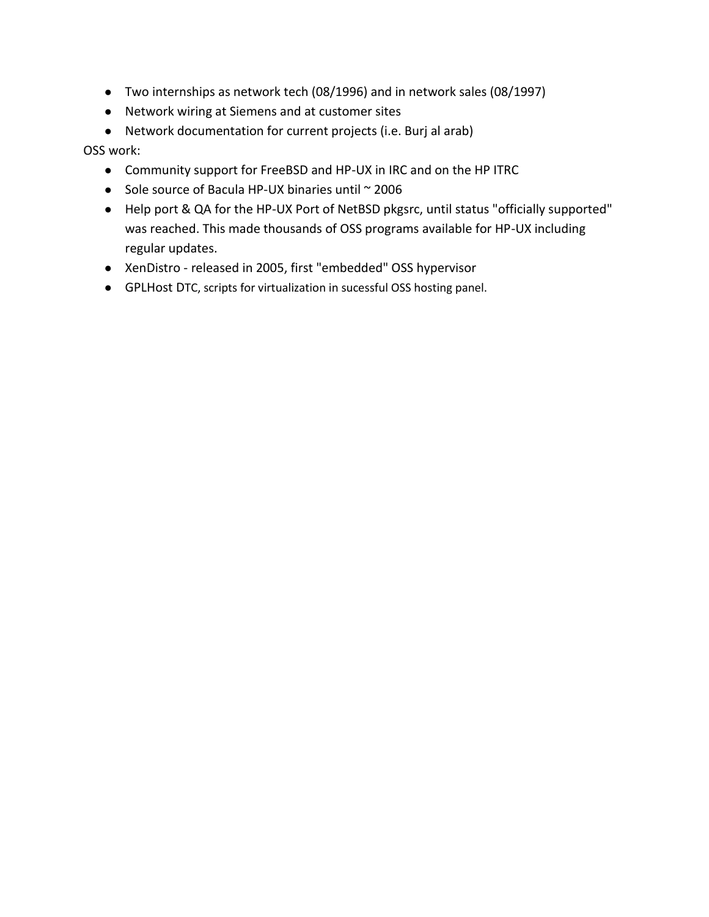- Two internships as network tech (08/1996) and in network sales (08/1997)
- Network wiring at Siemens and at customer sites
- Network documentation for current projects (i.e. Burj al arab)

OSS work:

- Community support for FreeBSD and HP-UX in IRC and on the HP ITRC
- Sole source of Bacula HP-UX binaries until ~ 2006
- Help port & QA for the HP-UX Port of NetBSD pkgsrc, until status "officially supported" was reached. This made thousands of OSS programs available for HP-UX including regular updates.
- XenDistro - released in 2005, first "embedded" OSS hypervisor
- GPLHost DTC, scripts for virtualization in sucessful OSS hosting panel.